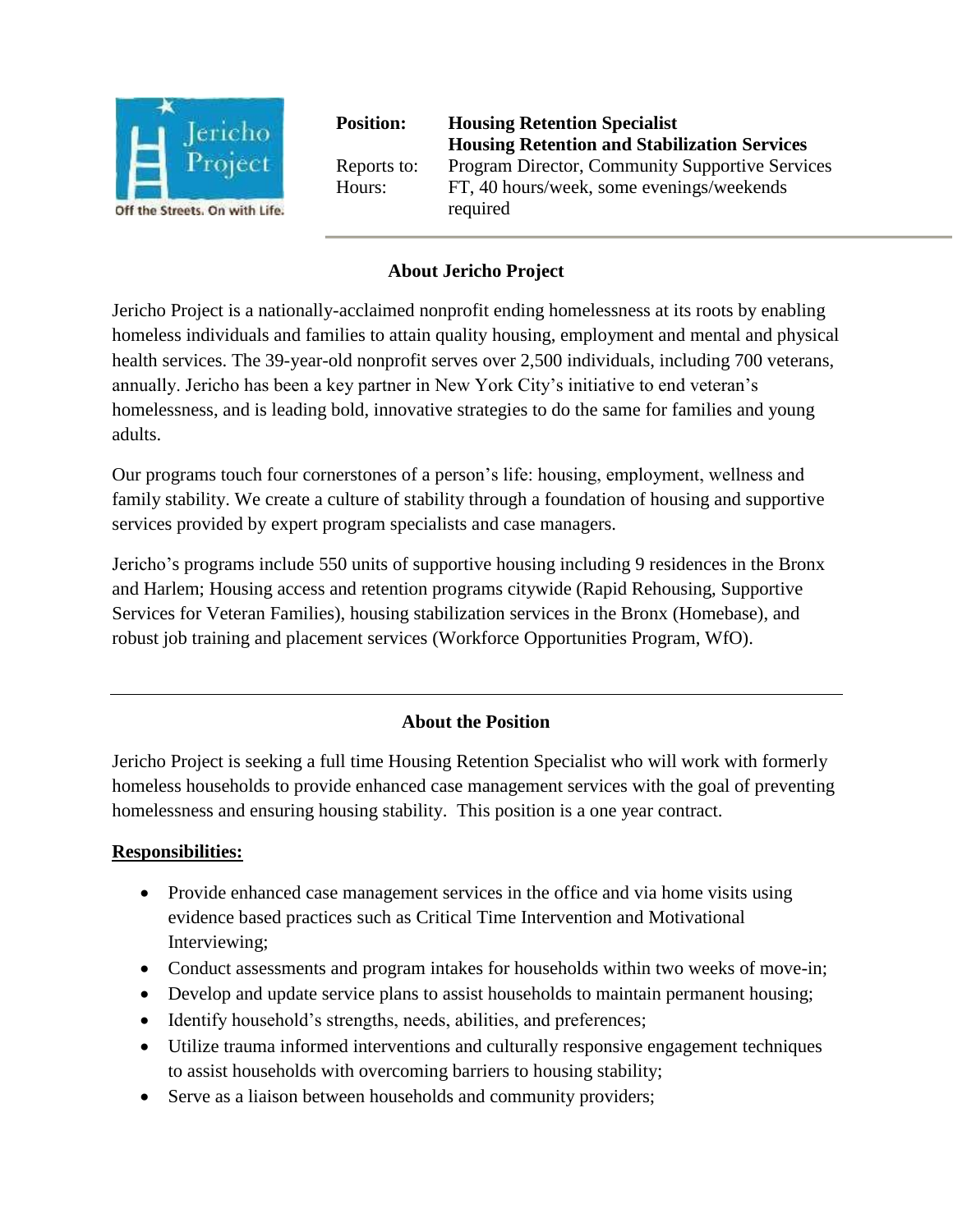Jericho Project

Off the Streets. On with Life.

**Position:** **Housing Retention Specialist**
**Housing Retention and Stabilization Services**

Reports to: Program Director, Community Supportive Services

Hours: FT, 40 hours/week, some evenings/weekends required

## About Jericho Project

Jericho Project is a nationally-acclaimed nonprofit ending homelessness at its roots by enabling homeless individuals and families to attain quality housing, employment and mental and physical health services. The 39-year-old nonprofit serves over 2,500 individuals, including 700 veterans, annually. Jericho has been a key partner in New York City's initiative to end veteran's homelessness, and is leading bold, innovative strategies to do the same for families and young adults.

Our programs touch four cornerstones of a person's life: housing, employment, wellness and family stability. We create a culture of stability through a foundation of housing and supportive services provided by expert program specialists and case managers.

Jericho's programs include 550 units of supportive housing including 9 residences in the Bronx and Harlem; Housing access and retention programs citywide (Rapid Rehousing, Supportive Services for Veteran Families), housing stabilization services in the Bronx (Homebase), and robust job training and placement services (Workforce Opportunities Program, WfO).

---

## About the Position

Jericho Project is seeking a full time Housing Retention Specialist who will work with formerly homeless households to provide enhanced case management services with the goal of preventing homelessness and ensuring housing stability. This position is a one year contract.

**Responsibilities:**

- Provide enhanced case management services in the office and via home visits using evidence based practices such as Critical Time Intervention and Motivational Interviewing;
- Conduct assessments and program intakes for households within two weeks of move-in;
- Develop and update service plans to assist households to maintain permanent housing;
- Identify household's strengths, needs, abilities, and preferences;
- Utilize trauma informed interventions and culturally responsive engagement techniques to assist households with overcoming barriers to housing stability;
- Serve as a liaison between households and community providers;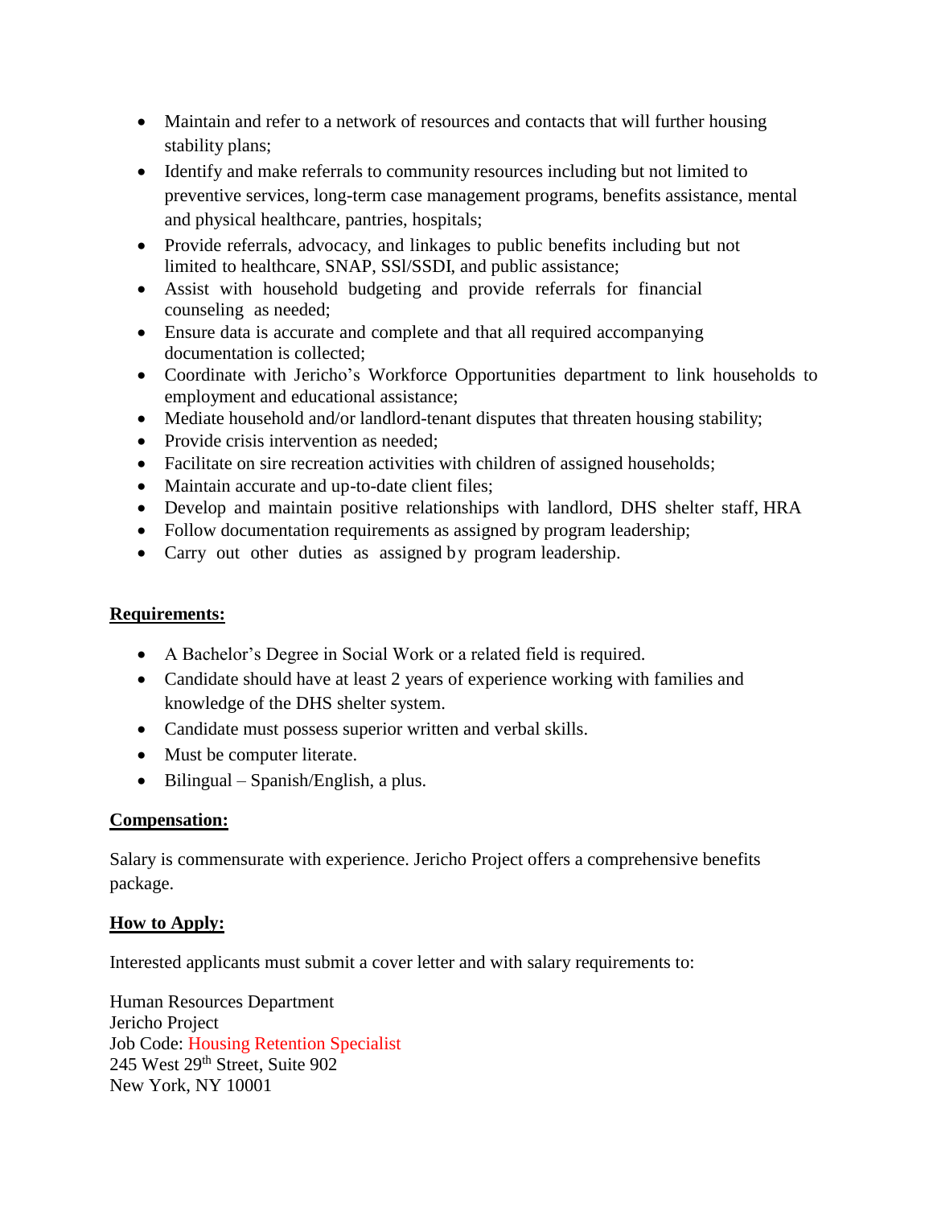- Maintain and refer to a network of resources and contacts that will further housing stability plans;
- Identify and make referrals to community resources including but not limited to preventive services, long-term case management programs, benefits assistance, mental and physical healthcare, pantries, hospitals;
- Provide referrals, advocacy, and linkages to public benefits including but not limited to healthcare, SNAP, SSI/SSDI, and public assistance;
- Assist with household budgeting and provide referrals for financial counseling as needed;
- Ensure data is accurate and complete and that all required accompanying documentation is collected;
- Coordinate with Jericho's Workforce Opportunities department to link households to employment and educational assistance;
- Mediate household and/or landlord-tenant disputes that threaten housing stability;
- Provide crisis intervention as needed;
- Facilitate on sire recreation activities with children of assigned households;
- Maintain accurate and up-to-date client files;
- Develop and maintain positive relationships with landlord, DHS shelter staff, HRA
- Follow documentation requirements as assigned by program leadership;
- Carry out other duties as assigned by program leadership.

**Requirements:**

- A Bachelor's Degree in Social Work or a related field is required.
- Candidate should have at least 2 years of experience working with families and knowledge of the DHS shelter system.
- Candidate must possess superior written and verbal skills.
- Must be computer literate.
- Bilingual – Spanish/English, a plus.

**Compensation:**

Salary is commensurate with experience. Jericho Project offers a comprehensive benefits package.

**How to Apply:**

Interested applicants must submit a cover letter and with salary requirements to:

Human Resources Department
Jericho Project
Job Code: Housing Retention Specialist
245 West 29th Street, Suite 902
New York, NY 10001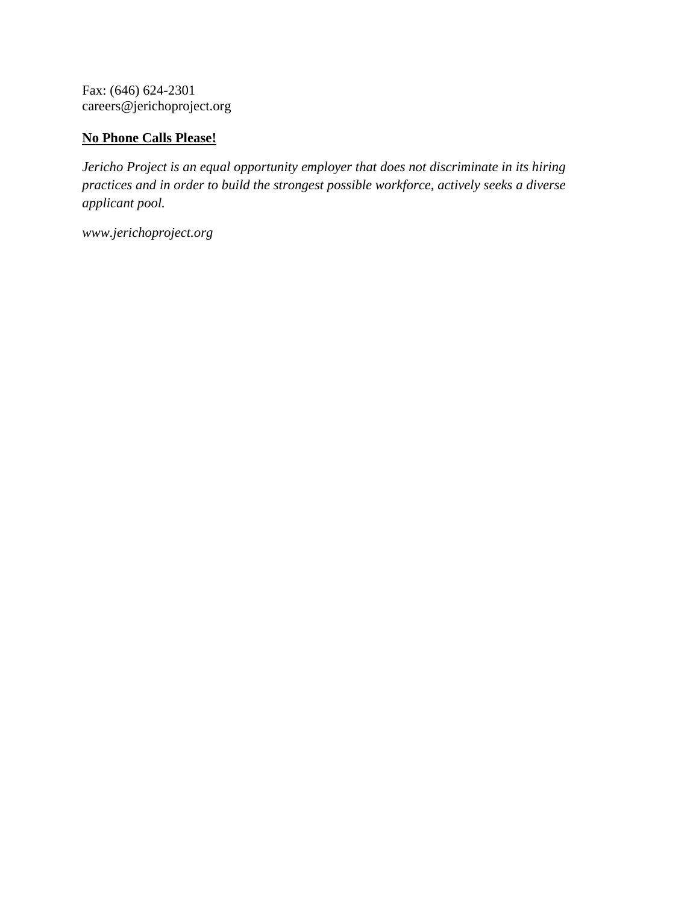Fax: (646) 624-2301
careers@jerichoproject.org

**<u>No Phone Calls Please!</u>**

*Jericho Project is an equal opportunity employer that does not discriminate in its hiring practices and in order to build the strongest possible workforce, actively seeks a diverse applicant pool.*

*www.jerichoproject.org*